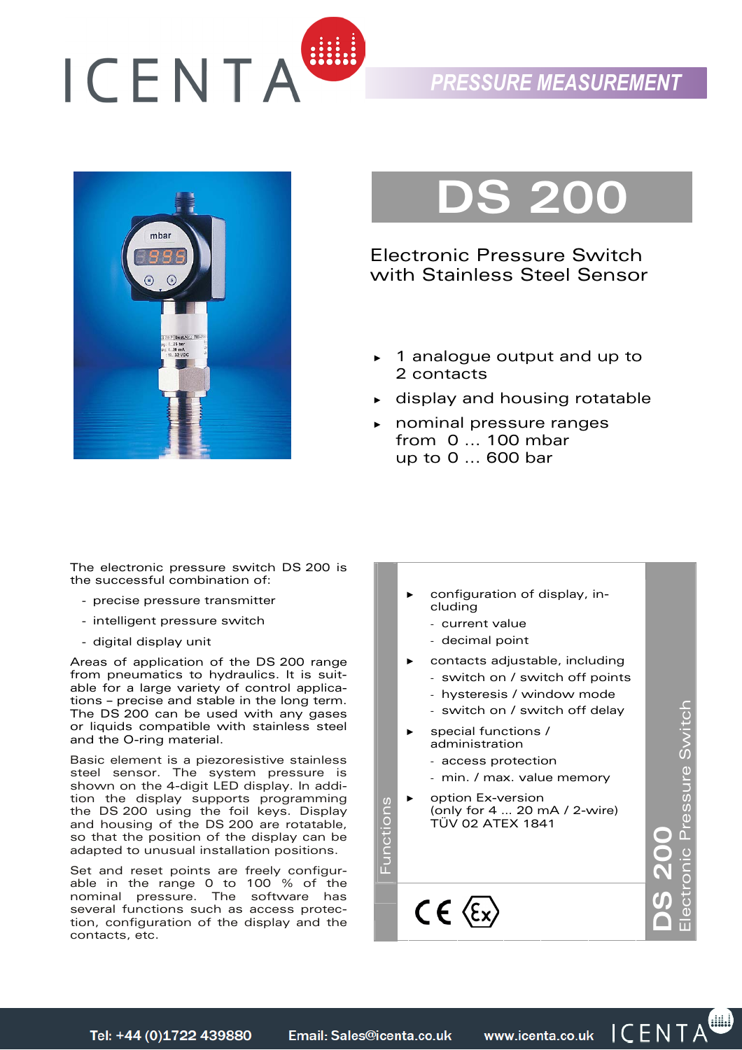# DS 200

## Electronic Pressure Switch with Stainless Steel Sensor

- 1 analogue output and up to 2 contacts
- display and housing rotatable
- nominal pressure ranges from 0 ... 100 mbar up to 0 ... 600 bar

The electronic pressure switch DS 200 is the successful combination of:

- precise pressure transmitter
- intelligent pressure switch
- digital display unit

Areas of application of the DS 200 range from pneumatics to hydraulics. It is suitable for a large variety of control applications – precise and stable in the long term. The DS 200 can be used with any gases or liquids compatible with stainless steel and the O-ring material.

Basic element is a piezoresistive stainless steel sensor. The system pressure is shown on the 4-digit LED display. In addition the display supports programming the DS 200 using the foil keys. Display and housing of the DS 200 are rotatable, so that the position of the display can be adapted to unusual installation positions.

Set and reset points are freely configurable in the range 0 to 100 % of the nominal pressure. The software has several functions such as access protection, configuration of the display and the contacts, etc.

### Functions

- configuration of display, including
  - current value
  - decimal point
- contacts adjustable, including
  - switch on / switch off points
  - hysteresis / window mode
  - switch on / switch off delay
- special functions / administration
  - access protection
  - min. / max. value memory
- option Ex-version (only for 4 ... 20 mA / 2-wire) TÜV 02 ATEX 1841

CE Ex

DS 200 Electronic Pressure Switch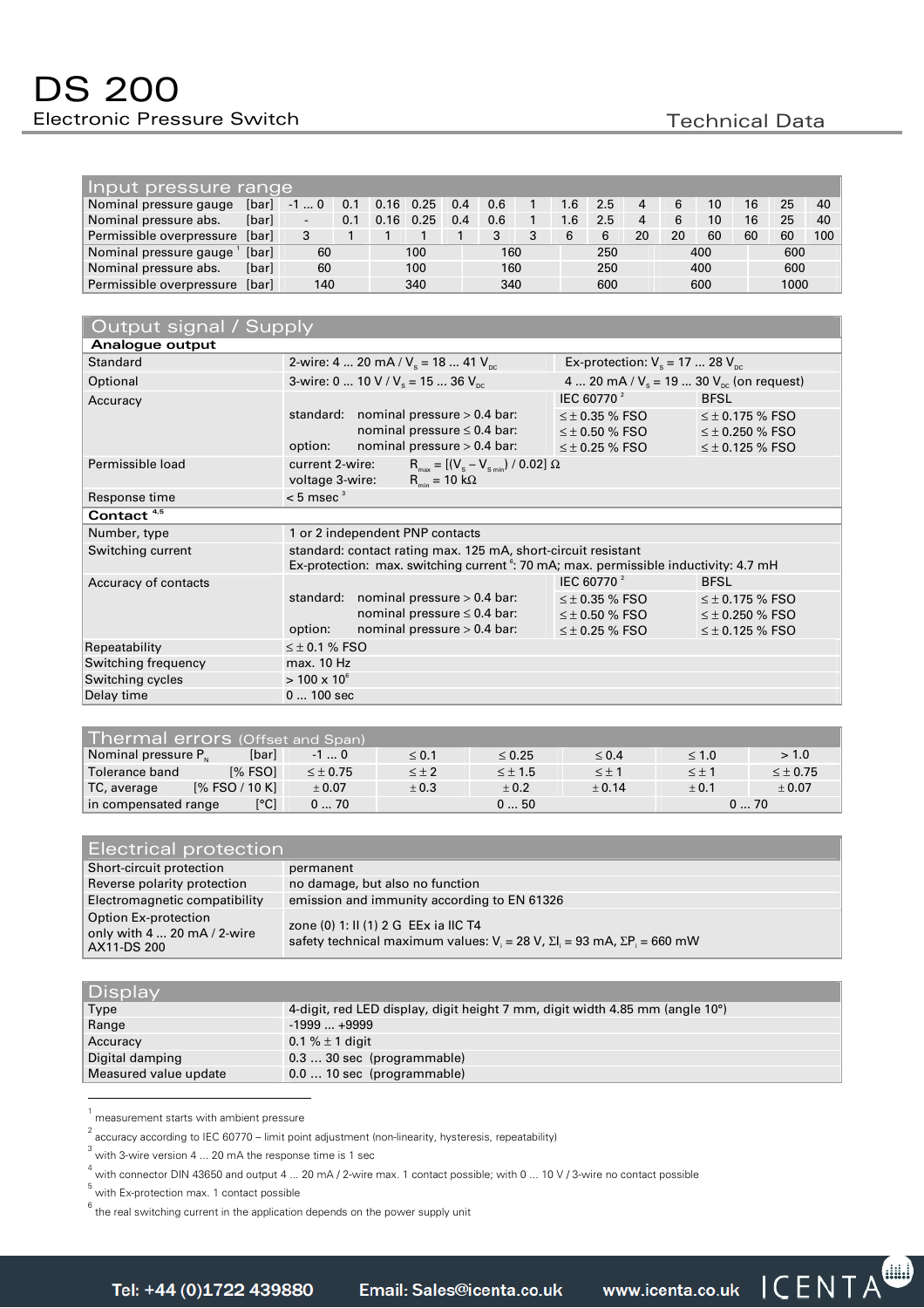# DS 200

Electronic Pressure Switch

Technical Data

## Input pressure range

| Nominal pressure gauge [bar] | -1 ... 0 | 0.1 | 0.16 | 0.25 | 0.4 | 0.6 | 1 | 1.6 | 2.5 | 4 | 6 | 10 | 16 | 25 | 40 |
|---|---|---|---|---|---|---|---|---|---|---|---|---|---|---|---|
| Nominal pressure abs. [bar] | - | 0.1 | 0.16 | 0.25 | 0.4 | 0.6 | 1 | 1.6 | 2.5 | 4 | 6 | 10 | 16 | 25 | 40 |
| Permissible overpressure [bar] | 3 | 1 | 1 | 1 | 1 | 3 | 3 | 6 | 6 | 20 | 20 | 60 | 60 | 60 | 100 |

| Nominal pressure gauge [1] [bar] | 60 | 100 | 160 | 250 | 400 | 600 |
|---|---|---|---|---|---|---|
| Nominal pressure abs. [bar] | 60 | 100 | 160 | 250 | 400 | 600 |
| Permissible overpressure [bar] | 140 | 340 | 340 | 600 | 600 | 1000 |

## Output signal / Supply

| **Analogue output** | | | |
|---|---|---|---|
| Standard | 2-wire: 4 ... 20 mA / $V_S$ = 18 ... 41 $V_{DC}$ | Ex-protection: $V_S$ = 17 ... 28 $V_{DC}$ | |
| Optional | 3-wire: 0 ... 10 V / $V_S$ = 15 ... 36 $V_{DC}$ | 4 ... 20 mA / $V_S$ = 19 ... 30 $V_{DC}$ (on request) | |
| Accuracy | | IEC 60770 [2] | BFSL |
| | standard: nominal pressure > 0.4 bar: | ≤ ± 0.35 % FSO | ≤ ± 0.175 % FSO |
| | nominal pressure ≤ 0.4 bar: | ≤ ± 0.50 % FSO | ≤ ± 0.250 % FSO |
| | option: nominal pressure > 0.4 bar: | ≤ ± 0.25 % FSO | ≤ ± 0.125 % FSO |
| Permissible load | current 2-wire: $R_{max} = [(V_S - V_{S\,min}) / 0.02]\ \Omega$<br>voltage 3-wire: $R_{min} = 10\ k\Omega$ | | |
| Response time | < 5 msec [3] | | |
| **Contact** [4,5] | | | |
| Number, type | 1 or 2 independent PNP contacts | | |
| Switching current | standard: contact rating max. 125 mA, short-circuit resistant<br>Ex-protection: max. switching current [6]: 70 mA; max. permissible inductivity: 4.7 mH | | |
| Accuracy of contacts | | IEC 60770 [2] | BFSL |
| | standard: nominal pressure > 0.4 bar: | ≤ ± 0.35 % FSO | ≤ ± 0.175 % FSO |
| | nominal pressure ≤ 0.4 bar: | ≤ ± 0.50 % FSO | ≤ ± 0.250 % FSO |
| | option: nominal pressure > 0.4 bar: | ≤ ± 0.25 % FSO | ≤ ± 0.125 % FSO |
| Repeatability | ≤ ± 0.1 % FSO | | |
| Switching frequency | max. 10 Hz | | |
| Switching cycles | > 100 x $10^6$ | | |
| Delay time | 0 ... 100 sec | | |

## Thermal errors (Offset and Span)

| Nominal pressure $P_N$ [bar] | -1 ... 0 | ≤ 0.1 | ≤ 0.25 | ≤ 0.4 | ≤ 1.0 | > 1.0 |
|---|---|---|---|---|---|---|
| Tolerance band [% FSO] | ≤ ± 0.75 | ≤ ± 2 | ≤ ± 1.5 | ≤ ± 1 | ≤ ± 1 | ≤ ± 0.75 |
| TC, average [% FSO / 10 K] | ± 0.07 | ± 0.3 | ± 0.2 | ± 0.14 | ± 0.1 | ± 0.07 |
| in compensated range [°C] | 0 ... 70 | 0 ... 50 | | | 0 ... 70 | |

## Electrical protection

| | |
|---|---|
| Short-circuit protection | permanent |
| Reverse polarity protection | no damage, but also no function |
| Electromagnetic compatibility | emission and immunity according to EN 61326 |
| Option Ex-protection only with 4 ... 20 mA / 2-wire AX11-DS 200 | zone (0) 1: II (1) 2 G EEx ia IIC T4<br>safety technical maximum values: $V_i$ = 28 V, $\Sigma I_i$ = 93 mA, $\Sigma P_i$ = 660 mW |

## Display

| | |
|---|---|
| Type | 4-digit, red LED display, digit height 7 mm, digit width 4.85 mm (angle 10°) |
| Range | -1999 ... +9999 |
| Accuracy | 0.1 % ± 1 digit |
| Digital damping | 0.3 ... 30 sec (programmable) |
| Measured value update | 0.0 ... 10 sec (programmable) |

[1] measurement starts with ambient pressure

[2] accuracy according to IEC 60770 – limit point adjustment (non-linearity, hysteresis, repeatability)

[3] with 3-wire version 4 ... 20 mA the response time is 1 sec

[4] with connector DIN 43650 and output 4 ... 20 mA / 2-wire max. 1 contact possible; with 0 ... 10 V / 3-wire no contact possible

[5] with Ex-protection max. 1 contact possible

[6] the real switching current in the application depends on the power supply unit

Tel: +44 (0)1722 439880 Email: Sales@icenta.co.uk www.icenta.co.uk ICENTA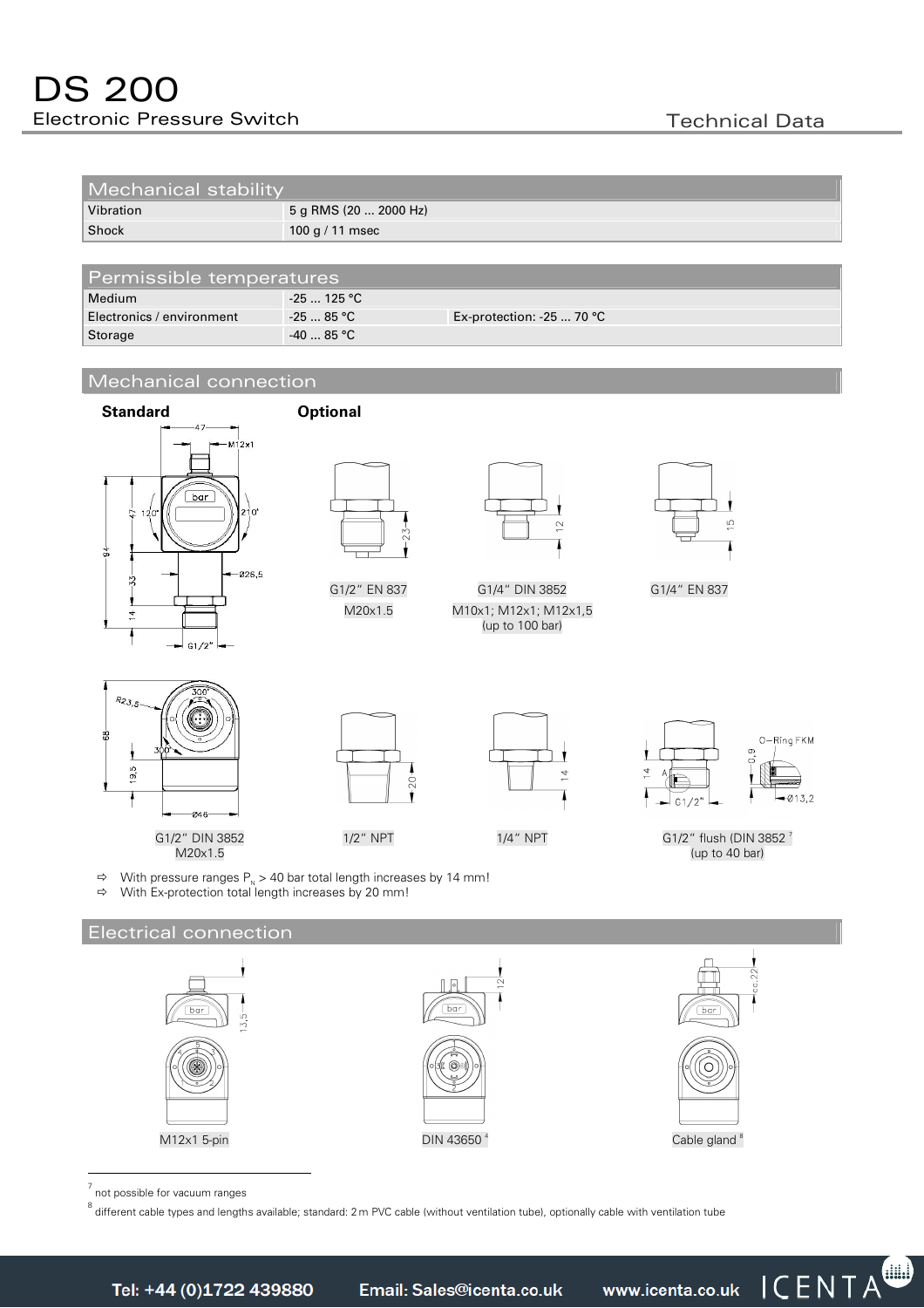# DS 200

Electronic Pressure Switch

Technical Data

## Mechanical stability

| Mechanical stability | |
|---|---|
| Vibration | 5 g RMS (20 ... 2000 Hz) |
| Shock | 100 g / 11 msec |

## Permissible temperatures

| Permissible temperatures | | |
|---|---|---|
| Medium | -25 ... 125 °C | |
| Electronics / environment | -25 ... 85 °C | Ex-protection: -25 ... 70 °C |
| Storage | -40 ... 85 °C | |

## Mechanical connection

**Standard**

G1/2" DIN 3852
M20x1.5

**Optional**

G1/2" EN 837
M20x1.5

G1/4" DIN 3852
M10x1; M12x1; M12x1,5
(up to 100 bar)

G1/4" EN 837

1/2" NPT

1/4" NPT

G1/2" flush (DIN 3852 [7]
(up to 40 bar)

⇨ With pressure ranges $P_N$ > 40 bar total length increases by 14 mm!
⇨ With Ex-protection total length increases by 20 mm!

## Electrical connection

M12x1 5-pin

DIN 43650 [4]

Cable gland [8]

---

[7] not possible for vacuum ranges

[8] different cable types and lengths available; standard: 2 m PVC cable (without ventilation tube), optionally cable with ventilation tube

Tel: +44 (0)1722 439880 Email: Sales@icenta.co.uk www.icenta.co.uk ICENTA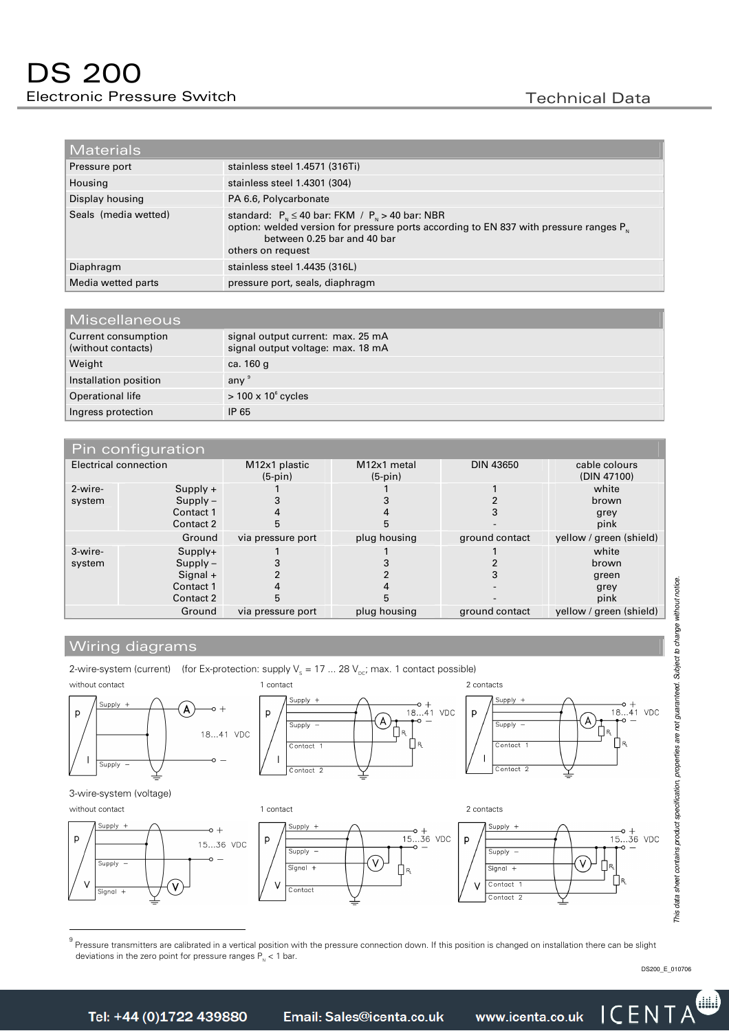# DS 200

Electronic Pressure Switch

Technical Data

## Materials

| | |
|---|---|
| Pressure port | stainless steel 1.4571 (316Ti) |
| Housing | stainless steel 1.4301 (304) |
| Display housing | PA 6.6, Polycarbonate |
| Seals (media wetted) | standard: $P_N \leq 40$ bar: FKM / $P_N > 40$ bar: NBR<br>option: welded version for pressure ports according to EN 837 with pressure ranges $P_N$ between 0.25 bar and 40 bar<br>others on request |
| Diaphragm | stainless steel 1.4435 (316L) |
| Media wetted parts | pressure port, seals, diaphragm |

## Miscellaneous

| | |
|---|---|
| Current consumption (without contacts) | signal output current: max. 25 mA<br>signal output voltage: max. 18 mA |
| Weight | ca. 160 g |
| Installation position | any [9] |
| Operational life | > 100 x $10^6$ cycles |
| Ingress protection | IP 65 |

## Pin configuration

| Electrical connection | | M12x1 plastic (5-pin) | M12x1 metal (5-pin) | DIN 43650 | cable colours (DIN 47100) |
|---|---|---|---|---|---|
| 2-wire-system | Supply + | 1 | 1 | 1 | white |
| | Supply – | 3 | 3 | 2 | brown |
| | Contact 1 | 4 | 4 | 3 | grey |
| | Contact 2 | 5 | 5 | - | pink |
| | Ground | via pressure port | plug housing | ground contact | yellow / green (shield) |
| 3-wire-system | Supply+ | 1 | 1 | 1 | white |
| | Supply – | 3 | 3 | 2 | brown |
| | Signal + | 2 | 2 | 3 | green |
| | Contact 1 | 4 | 4 | - | grey |
| | Contact 2 | 5 | 5 | - | pink |
| | Ground | via pressure port | plug housing | ground contact | yellow / green (shield) |

## Wiring diagrams

2-wire-system (current) (for Ex-protection: supply $V_S$ = 17 ... 28 $V_{DC}$; max. 1 contact possible)

without contact

p, I, Supply +, Supply –, A, +, –, 18...41 VDC

1 contact

p, I, Supply +, Supply –, Contact 1, Contact 2, A, $R_L$, $R_L$, +, –, 18...41 VDC

2 contacts

p, I, Supply +, Supply –, Contact 1, Contact 2, A, $R_L$, $R_L$, +, –, 18...41 VDC

3-wire-system (voltage)

without contact

p, V, Supply +, Supply –, Signal +, V, +, –, 15...36 VDC

1 contact

p, V, Supply +, Supply –, Signal +, Contact, V, $R_L$, +, –, 15...36 VDC

2 contacts

p, V, Supply +, Supply –, Signal +, Contact 1, Contact 2, V, $R_L$, $R_L$, +, –, 15...36 VDC

[9] Pressure transmitters are calibrated in a vertical position with the pressure connection down. If this position is changed on installation there can be slight deviations in the zero point for pressure ranges $P_N$ < 1 bar.

*This data sheet contains product specification, properties are not guaranteed. Subject to change without notice.*

DS200_E_010706

Tel: +44 (0)1722 439880 Email: Sales@icenta.co.uk www.icenta.co.uk ICENTA